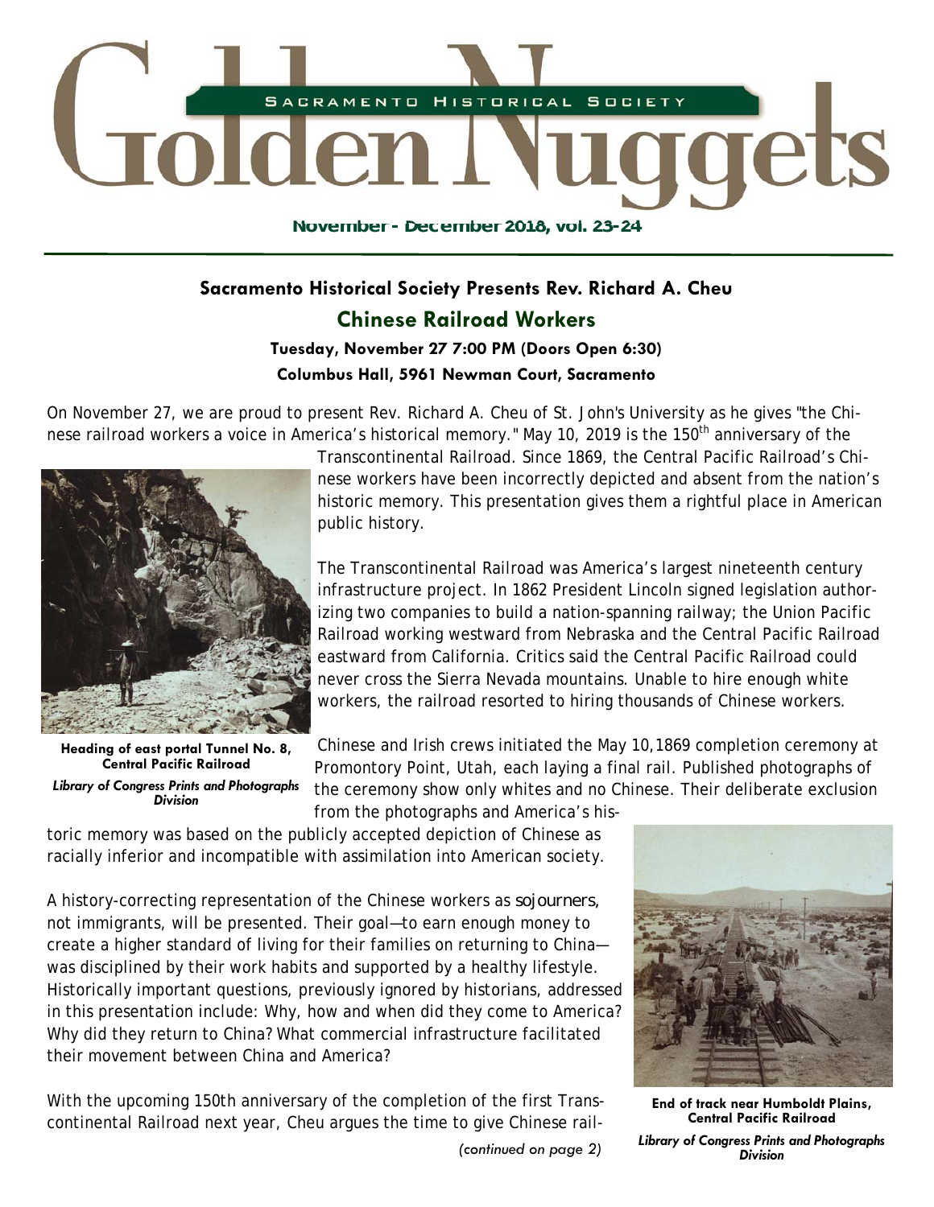# Golden Nuggets

SACRAMENTO HISTORICAL SOCIETY

November - December 2018, vol. 23-24

### Sacramento Historical Society Presents Rev. Richard A. Cheu

## Chinese Railroad Workers

**Tuesday, November 27 7:00 PM (Doors Open 6:30)**

**Columbus Hall, 5961 Newman Court, Sacramento**

On November 27, we are proud to present Rev. Richard A. Cheu of St. John's University as he gives "the Chinese railroad workers a voice in America's historical memory." May 10, 2019 is the 150th anniversary of the Transcontinental Railroad. Since 1869, the Central Pacific Railroad's Chinese workers have been incorrectly depicted and absent from the nation's historic memory. This presentation gives them a rightful place in American public history.

**Heading of east portal Tunnel No. 8, Central Pacific Railroad**
***Library of Congress Prints and Photographs Division***

The Transcontinental Railroad was America's largest nineteenth century infrastructure project. In 1862 President Lincoln signed legislation authorizing two companies to build a nation-spanning railway; the Union Pacific Railroad working westward from Nebraska and the Central Pacific Railroad eastward from California. Critics said the Central Pacific Railroad could never cross the Sierra Nevada mountains. Unable to hire enough white workers, the railroad resorted to hiring thousands of Chinese workers.

Chinese and Irish crews initiated the May 10,1869 completion ceremony at Promontory Point, Utah, each laying a final rail. Published photographs of the ceremony show only whites and no Chinese. Their deliberate exclusion from the photographs and America's historic memory was based on the publicly accepted depiction of Chinese as racially inferior and incompatible with assimilation into American society.

A history-correcting representation of the Chinese workers as *sojourners*, not immigrants, will be presented. Their goal—to earn enough money to create a higher standard of living for their families on returning to China—was disciplined by their work habits and supported by a healthy lifestyle. Historically important questions, previously ignored by historians, addressed in this presentation include: Why, how and when did they come to America? Why did they return to China? What commercial infrastructure facilitated their movement between China and America?

**End of track near Humboldt Plains, Central Pacific Railroad**
***Library of Congress Prints and Photographs Division***

With the upcoming 150th anniversary of the completion of the first Transcontinental Railroad next year, Cheu argues the time to give Chinese rail-

*(continued on page 2)*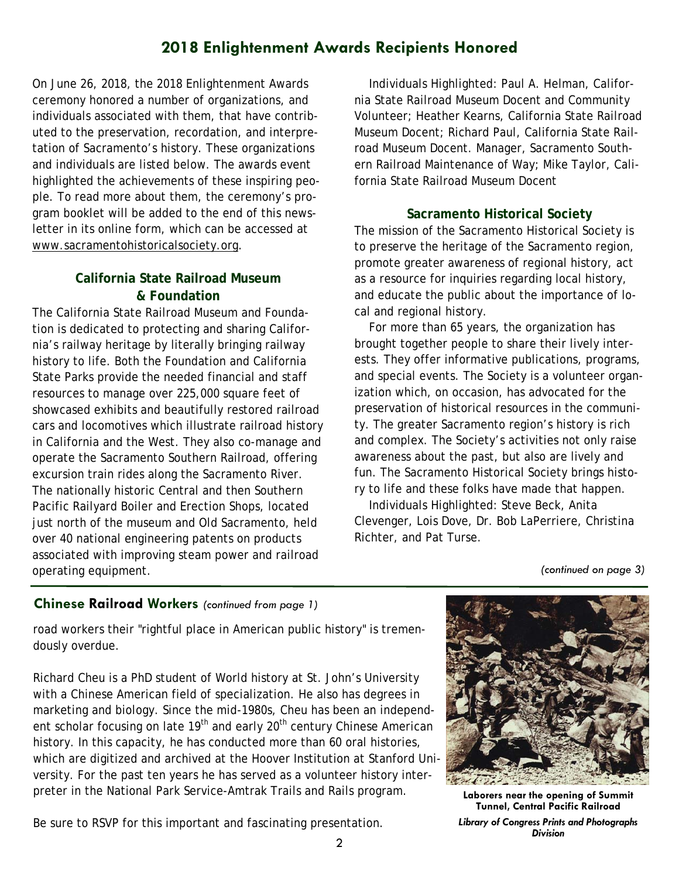## 2018 Enlightenment Awards Recipients Honored

On June 26, 2018, the 2018 Enlightenment Awards ceremony honored a number of organizations, and individuals associated with them, that have contributed to the preservation, recordation, and interpretation of Sacramento's history. These organizations and individuals are listed below. The awards event highlighted the achievements of these inspiring people. To read more about them, the ceremony's program booklet will be added to the end of this newsletter in its online form, which can be accessed at www.sacramentohistoricalsociety.org.

### California State Railroad Museum & Foundation

The California State Railroad Museum and Foundation is dedicated to protecting and sharing California's railway heritage by literally bringing railway history to life. Both the Foundation and California State Parks provide the needed financial and staff resources to manage over 225,000 square feet of showcased exhibits and beautifully restored railroad cars and locomotives which illustrate railroad history in California and the West. They also co-manage and operate the Sacramento Southern Railroad, offering excursion train rides along the Sacramento River. The nationally historic Central and then Southern Pacific Railyard Boiler and Erection Shops, located just north of the museum and Old Sacramento, held over 40 national engineering patents on products associated with improving steam power and railroad operating equipment.

Individuals Highlighted: Paul A. Helman, California State Railroad Museum Docent and Community Volunteer; Heather Kearns, California State Railroad Museum Docent; Richard Paul, California State Railroad Museum Docent. Manager, Sacramento Southern Railroad Maintenance of Way; Mike Taylor, California State Railroad Museum Docent

### Sacramento Historical Society

The mission of the Sacramento Historical Society is to preserve the heritage of the Sacramento region, promote greater awareness of regional history, act as a resource for inquiries regarding local history, and educate the public about the importance of local and regional history.

For more than 65 years, the organization has brought together people to share their lively interests. They offer informative publications, programs, and special events. The Society is a volunteer organization which, on occasion, has advocated for the preservation of historical resources in the community. The greater Sacramento region's history is rich and complex. The Society's activities not only raise awareness about the past, but also are lively and fun. The Sacramento Historical Society brings history to life and these folks have made that happen.

Individuals Highlighted: Steve Beck, Anita Clevenger, Lois Dove, Dr. Bob LaPerriere, Christina Richter, and Pat Turse.

*(continued on page 3)*

## Chinese Railroad Workers *(continued from page 1)*

road workers their "rightful place in American public history" is tremendously overdue.

Richard Cheu is a PhD student of World history at St. John's University with a Chinese American field of specialization. He also has degrees in marketing and biology. Since the mid-1980s, Cheu has been an independent scholar focusing on late 19th and early 20th century Chinese American history. In this capacity, he has conducted more than 60 oral histories, which are digitized and archived at the Hoover Institution at Stanford University. For the past ten years he has served as a volunteer history interpreter in the National Park Service-Amtrak Trails and Rails program.

Be sure to RSVP for this important and fascinating presentation.

**Laborers near the opening of Summit Tunnel, Central Pacific Railroad**

***Library of Congress Prints and Photographs Division***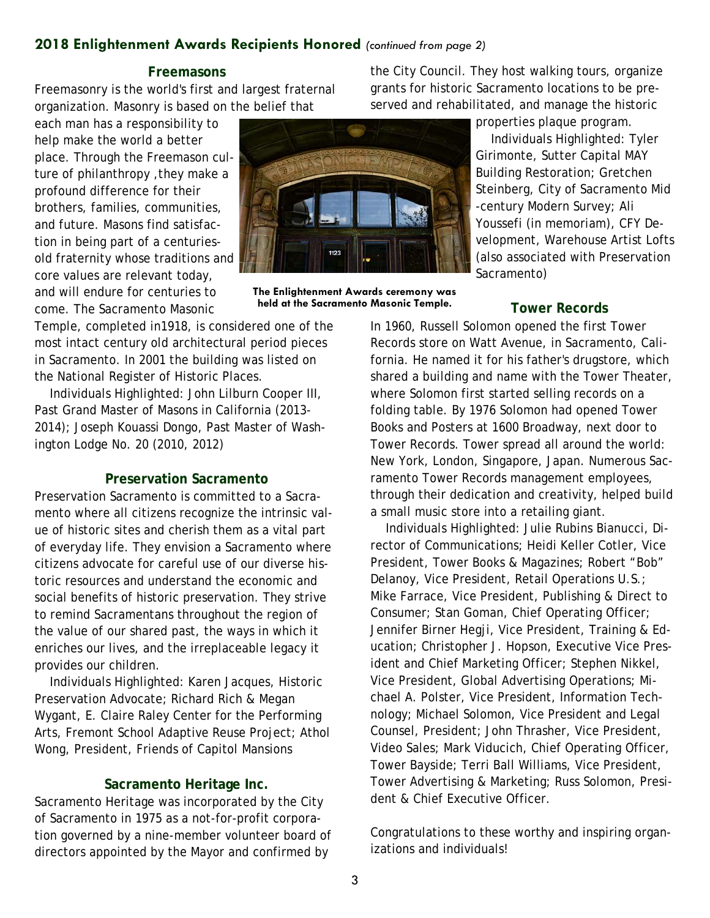## 2018 Enlightenment Awards Recipients Honored *(continued from page 2)*

### Freemasons

Freemasonry is the world's first and largest fraternal organization. Masonry is based on the belief that each man has a responsibility to help make the world a better place. Through the Freemason culture of philanthropy ,they make a profound difference for their brothers, families, communities, and future. Masons find satisfaction in being part of a centuries-old fraternity whose traditions and core values are relevant today, and will endure for centuries to come. The Sacramento Masonic Temple, completed in1918, is considered one of the most intact century old architectural period pieces in Sacramento. In 2001 the building was listed on the National Register of Historic Places.

Individuals Highlighted: John Lilburn Cooper III, Past Grand Master of Masons in California (2013-2014); Joseph Kouassi Dongo, Past Master of Washington Lodge No. 20 (2010, 2012)

**The Enlightenment Awards ceremony was held at the Sacramento Masonic Temple.**

### Preservation Sacramento

Preservation Sacramento is committed to a Sacramento where all citizens recognize the intrinsic value of historic sites and cherish them as a vital part of everyday life. They envision a Sacramento where citizens advocate for careful use of our diverse historic resources and understand the economic and social benefits of historic preservation. They strive to remind Sacramentans throughout the region of the value of our shared past, the ways in which it enriches our lives, and the irreplaceable legacy it provides our children.

Individuals Highlighted: Karen Jacques, Historic Preservation Advocate; Richard Rich & Megan Wygant, E. Claire Raley Center for the Performing Arts, Fremont School Adaptive Reuse Project; Athol Wong, President, Friends of Capitol Mansions

### Sacramento Heritage Inc.

Sacramento Heritage was incorporated by the City of Sacramento in 1975 as a not-for-profit corporation governed by a nine-member volunteer board of directors appointed by the Mayor and confirmed by the City Council. They host walking tours, organize grants for historic Sacramento locations to be preserved and rehabilitated, and manage the historic properties plaque program.

Individuals Highlighted: Tyler Girimonte, Sutter Capital MAY Building Restoration; Gretchen Steinberg, City of Sacramento Mid-century Modern Survey; Ali Youssefi (in memoriam), CFY Development, Warehouse Artist Lofts (also associated with Preservation Sacramento)

### Tower Records

In 1960, Russell Solomon opened the first Tower Records store on Watt Avenue, in Sacramento, California. He named it for his father's drugstore, which shared a building and name with the Tower Theater, where Solomon first started selling records on a folding table. By 1976 Solomon had opened Tower Books and Posters at 1600 Broadway, next door to Tower Records. Tower spread all around the world: New York, London, Singapore, Japan. Numerous Sacramento Tower Records management employees, through their dedication and creativity, helped build a small music store into a retailing giant.

Individuals Highlighted: Julie Rubins Bianucci, Director of Communications; Heidi Keller Cotler, Vice President, Tower Books & Magazines; Robert "Bob" Delanoy, Vice President, Retail Operations U.S.; Mike Farrace, Vice President, Publishing & Direct to Consumer; Stan Goman, Chief Operating Officer; Jennifer Birner Hegji, Vice President, Training & Education; Christopher J. Hopson, Executive Vice President and Chief Marketing Officer; Stephen Nikkel, Vice President, Global Advertising Operations; Michael A. Polster, Vice President, Information Technology; Michael Solomon, Vice President and Legal Counsel, President; John Thrasher, Vice President, Video Sales; Mark Viducich, Chief Operating Officer, Tower Bayside; Terri Ball Williams, Vice President, Tower Advertising & Marketing; Russ Solomon, President & Chief Executive Officer.

Congratulations to these worthy and inspiring organizations and individuals!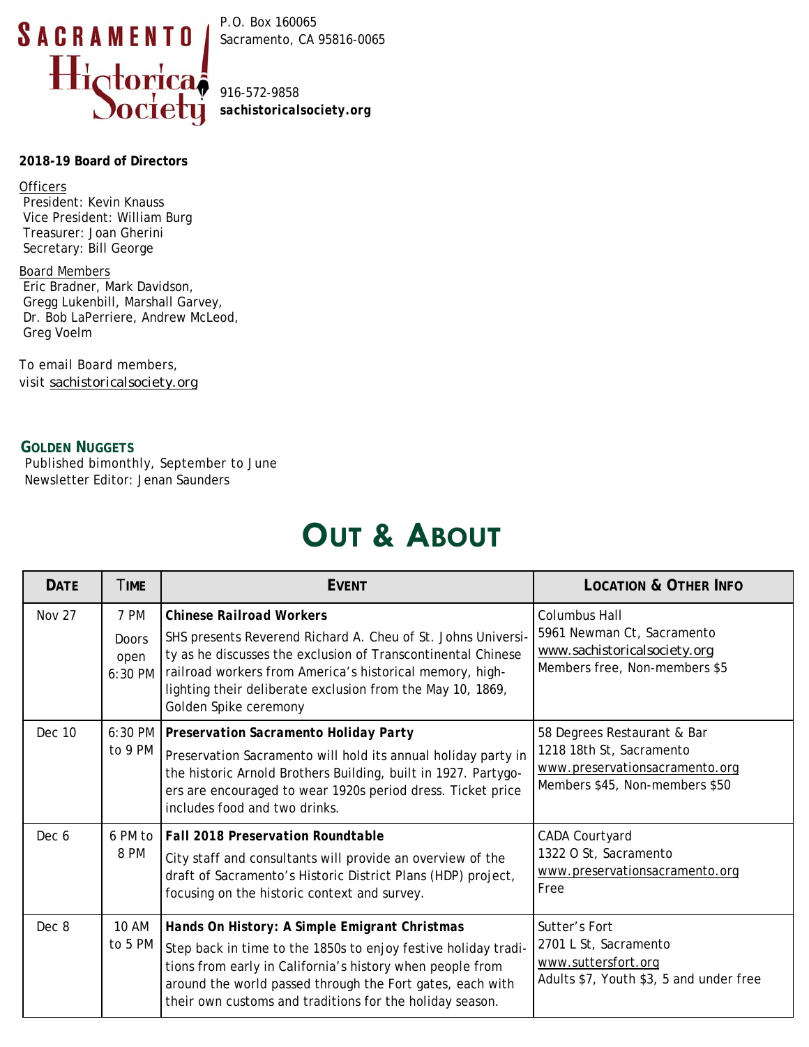**SACRAMENTO Historical Society**

P.O. Box 160065
Sacramento, CA 95816-0065

916-572-9858
**sachistoricalsociety.org**

**2018-19 Board of Directors**

Officers
President: Kevin Knauss
Vice President: William Burg
Treasurer: Joan Gherini
Secretary: Bill George

Board Members
Eric Bradner, Mark Davidson,
Gregg Lukenbill, Marshall Garvey,
Dr. Bob LaPerriere, Andrew McLeod,
Greg Voelm

To email Board members,
visit sachistoricalsociety.org

**GOLDEN NUGGETS**
Published bimonthly, September to June
Newsletter Editor: Jenan Saunders

# OUT & ABOUT

| DATE | TIME | EVENT | LOCATION & OTHER INFO |
|---|---|---|---|
| Nov 27 | 7 PM<br>Doors open 6:30 PM | **Chinese Railroad Workers**<br>SHS presents Reverend Richard A. Cheu of St. Johns University as he discusses the exclusion of Transcontinental Chinese railroad workers from America's historical memory, highlighting their deliberate exclusion from the May 10, 1869, Golden Spike ceremony | Columbus Hall<br>5961 Newman Ct, Sacramento<br>www.sachistoricalsociety.org<br>Members free, Non-members $5 |
| Dec 10 | 6:30 PM to 9 PM | **Preservation Sacramento Holiday Party**<br>Preservation Sacramento will hold its annual holiday party in the historic Arnold Brothers Building, built in 1927. Partygoers are encouraged to wear 1920s period dress. Ticket price includes food and two drinks. | 58 Degrees Restaurant & Bar<br>1218 18th St, Sacramento<br>www.preservationsacramento.org<br>Members $45, Non-members $50 |
| Dec 6 | 6 PM to 8 PM | **Fall 2018 Preservation Roundtable**<br>City staff and consultants will provide an overview of the draft of Sacramento's Historic District Plans (HDP) project, focusing on the historic context and survey. | CADA Courtyard<br>1322 O St, Sacramento<br>www.preservationsacramento.org<br>Free |
| Dec 8 | 10 AM to 5 PM | **Hands On History: A Simple Emigrant Christmas**<br>Step back in time to the 1850s to enjoy festive holiday traditions from early in California's history when people from around the world passed through the Fort gates, each with their own customs and traditions for the holiday season. | Sutter's Fort<br>2701 L St, Sacramento<br>www.suttersfort.org<br>Adults $7, Youth $3, 5 and under free |